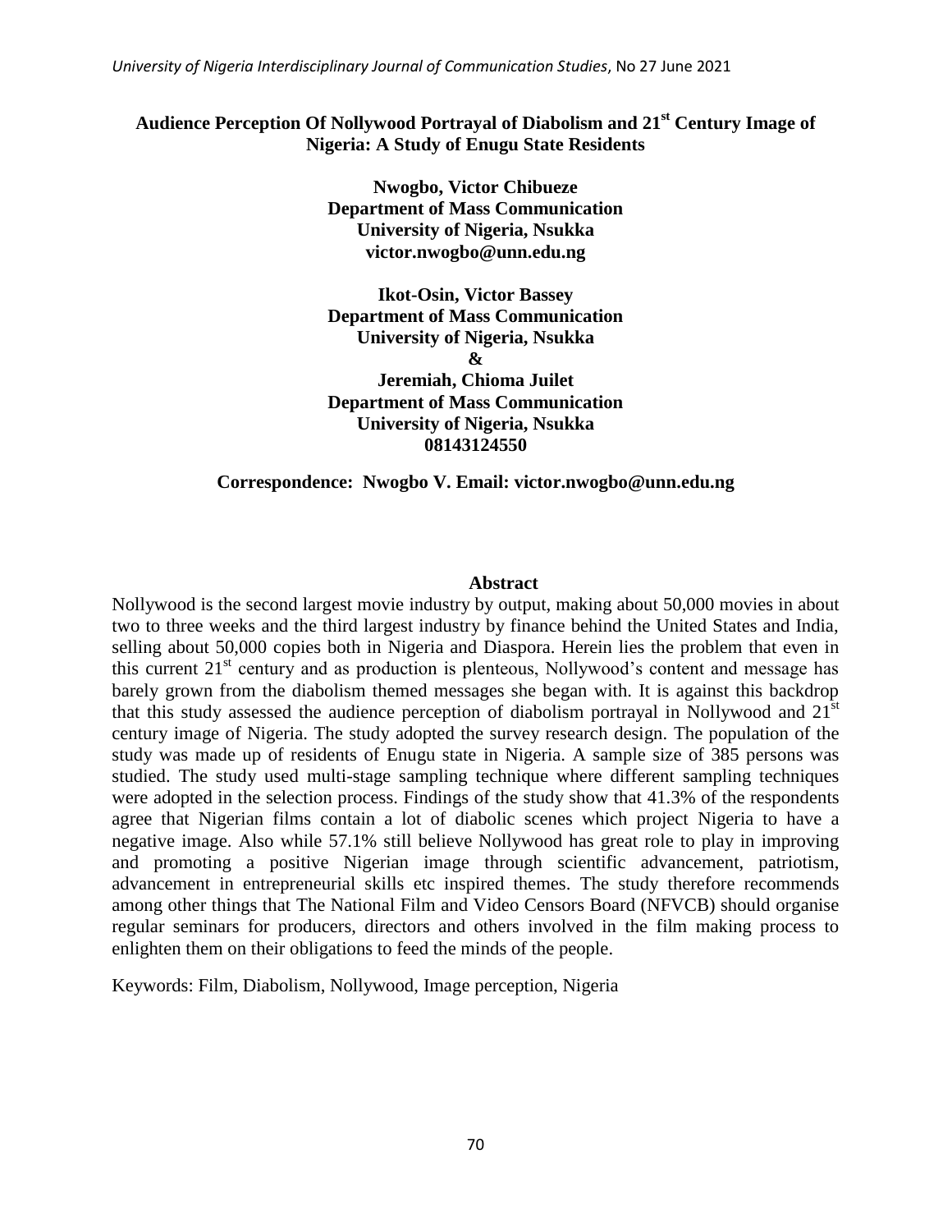# Audience Perception Of Nollywood Portrayal of Diabolism and 21st Century Image of Nigeria: A Study of Enugu State Residents

**Nwogbo, Victor Chibueze**
**Department of Mass Communication**
**University of Nigeria, Nsukka**
**victor.nwogbo@unn.edu.ng**

**Ikot-Osin, Victor Bassey**
**Department of Mass Communication**
**University of Nigeria, Nsukka**
**&**
**Jeremiah, Chioma Juilet**
**Department of Mass Communication**
**University of Nigeria, Nsukka**
**08143124550**

**Correspondence: Nwogbo V. Email: victor.nwogbo@unn.edu.ng**

## Abstract

Nollywood is the second largest movie industry by output, making about 50,000 movies in about two to three weeks and the third largest industry by finance behind the United States and India, selling about 50,000 copies both in Nigeria and Diaspora. Herein lies the problem that even in this current 21st century and as production is plenteous, Nollywood's content and message has barely grown from the diabolism themed messages she began with. It is against this backdrop that this study assessed the audience perception of diabolism portrayal in Nollywood and 21st century image of Nigeria. The study adopted the survey research design. The population of the study was made up of residents of Enugu state in Nigeria. A sample size of 385 persons was studied. The study used multi-stage sampling technique where different sampling techniques were adopted in the selection process. Findings of the study show that 41.3% of the respondents agree that Nigerian films contain a lot of diabolic scenes which project Nigeria to have a negative image. Also while 57.1% still believe Nollywood has great role to play in improving and promoting a positive Nigerian image through scientific advancement, patriotism, advancement in entrepreneurial skills etc inspired themes. The study therefore recommends among other things that The National Film and Video Censors Board (NFVCB) should organise regular seminars for producers, directors and others involved in the film making process to enlighten them on their obligations to feed the minds of the people.

Keywords: Film, Diabolism, Nollywood, Image perception, Nigeria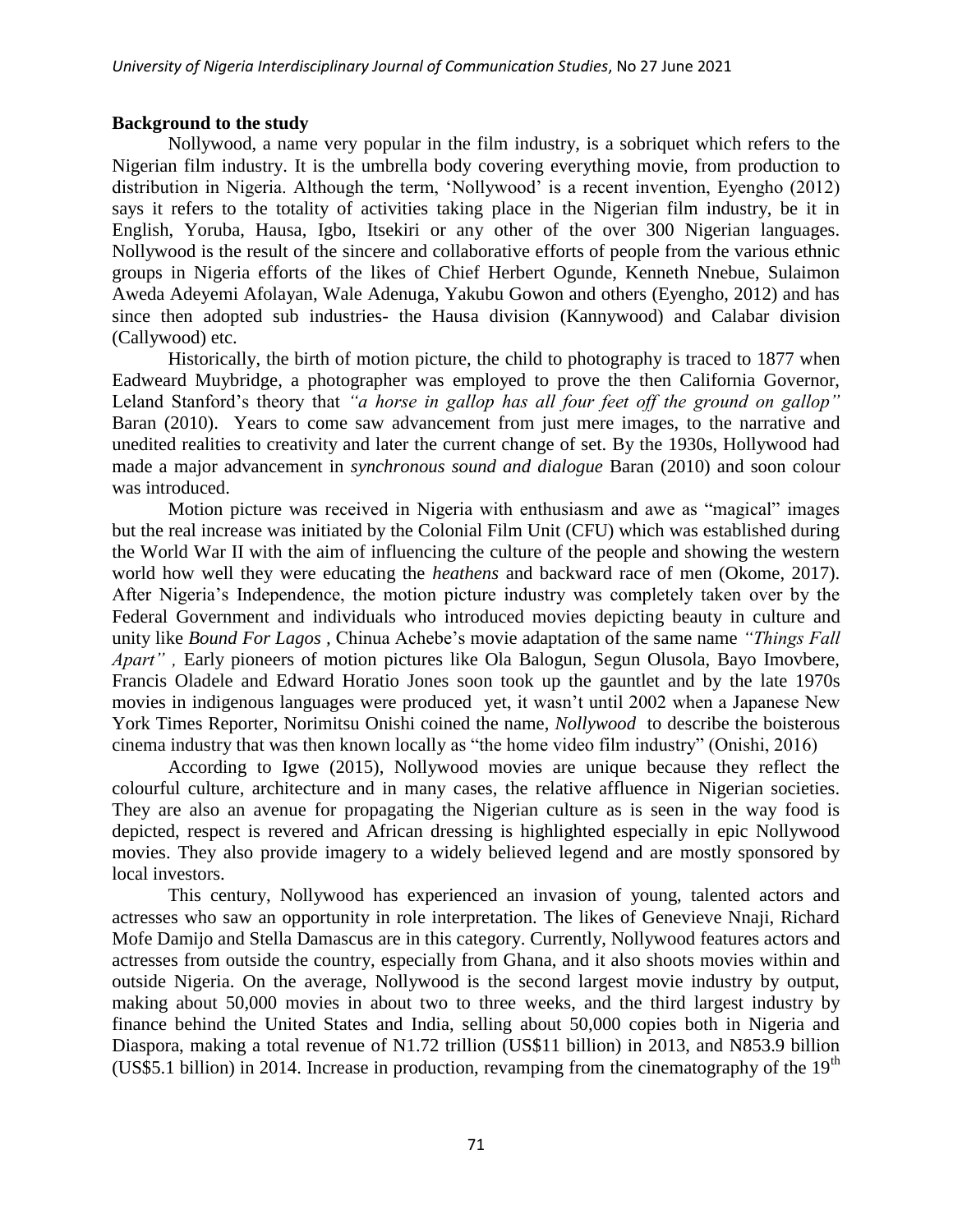**Background to the study**

Nollywood, a name very popular in the film industry, is a sobriquet which refers to the Nigerian film industry. It is the umbrella body covering everything movie, from production to distribution in Nigeria. Although the term, 'Nollywood' is a recent invention, Eyengho (2012) says it refers to the totality of activities taking place in the Nigerian film industry, be it in English, Yoruba, Hausa, Igbo, Itsekiri or any other of the over 300 Nigerian languages. Nollywood is the result of the sincere and collaborative efforts of people from the various ethnic groups in Nigeria efforts of the likes of Chief Herbert Ogunde, Kenneth Nnebue, Sulaimon Aweda Adeyemi Afolayan, Wale Adenuga, Yakubu Gowon and others (Eyengho, 2012) and has since then adopted sub industries- the Hausa division (Kannywood) and Calabar division (Callywood) etc.

Historically, the birth of motion picture, the child to photography is traced to 1877 when Eadweard Muybridge, a photographer was employed to prove the then California Governor, Leland Stanford's theory that *"a horse in gallop has all four feet off the ground on gallop"* Baran (2010). Years to come saw advancement from just mere images, to the narrative and unedited realities to creativity and later the current change of set. By the 1930s, Hollywood had made a major advancement in *synchronous sound and dialogue* Baran (2010) and soon colour was introduced.

Motion picture was received in Nigeria with enthusiasm and awe as "magical" images but the real increase was initiated by the Colonial Film Unit (CFU) which was established during the World War II with the aim of influencing the culture of the people and showing the western world how well they were educating the *heathens* and backward race of men (Okome, 2017). After Nigeria's Independence, the motion picture industry was completely taken over by the Federal Government and individuals who introduced movies depicting beauty in culture and unity like *Bound For Lagos* , Chinua Achebe's movie adaptation of the same name *"Things Fall Apart" ,* Early pioneers of motion pictures like Ola Balogun, Segun Olusola, Bayo Imovbere, Francis Oladele and Edward Horatio Jones soon took up the gauntlet and by the late 1970s movies in indigenous languages were produced yet, it wasn't until 2002 when a Japanese New York Times Reporter, Norimitsu Onishi coined the name, *Nollywood* to describe the boisterous cinema industry that was then known locally as "the home video film industry" (Onishi, 2016)

According to Igwe (2015), Nollywood movies are unique because they reflect the colourful culture, architecture and in many cases, the relative affluence in Nigerian societies. They are also an avenue for propagating the Nigerian culture as is seen in the way food is depicted, respect is revered and African dressing is highlighted especially in epic Nollywood movies. They also provide imagery to a widely believed legend and are mostly sponsored by local investors.

This century, Nollywood has experienced an invasion of young, talented actors and actresses who saw an opportunity in role interpretation. The likes of Genevieve Nnaji, Richard Mofe Damijo and Stella Damascus are in this category. Currently, Nollywood features actors and actresses from outside the country, especially from Ghana, and it also shoots movies within and outside Nigeria. On the average, Nollywood is the second largest movie industry by output, making about 50,000 movies in about two to three weeks, and the third largest industry by finance behind the United States and India, selling about 50,000 copies both in Nigeria and Diaspora, making a total revenue of N1.72 trillion (US$11 billion) in 2013, and N853.9 billion (US$5.1 billion) in 2014. Increase in production, revamping from the cinematography of the 19th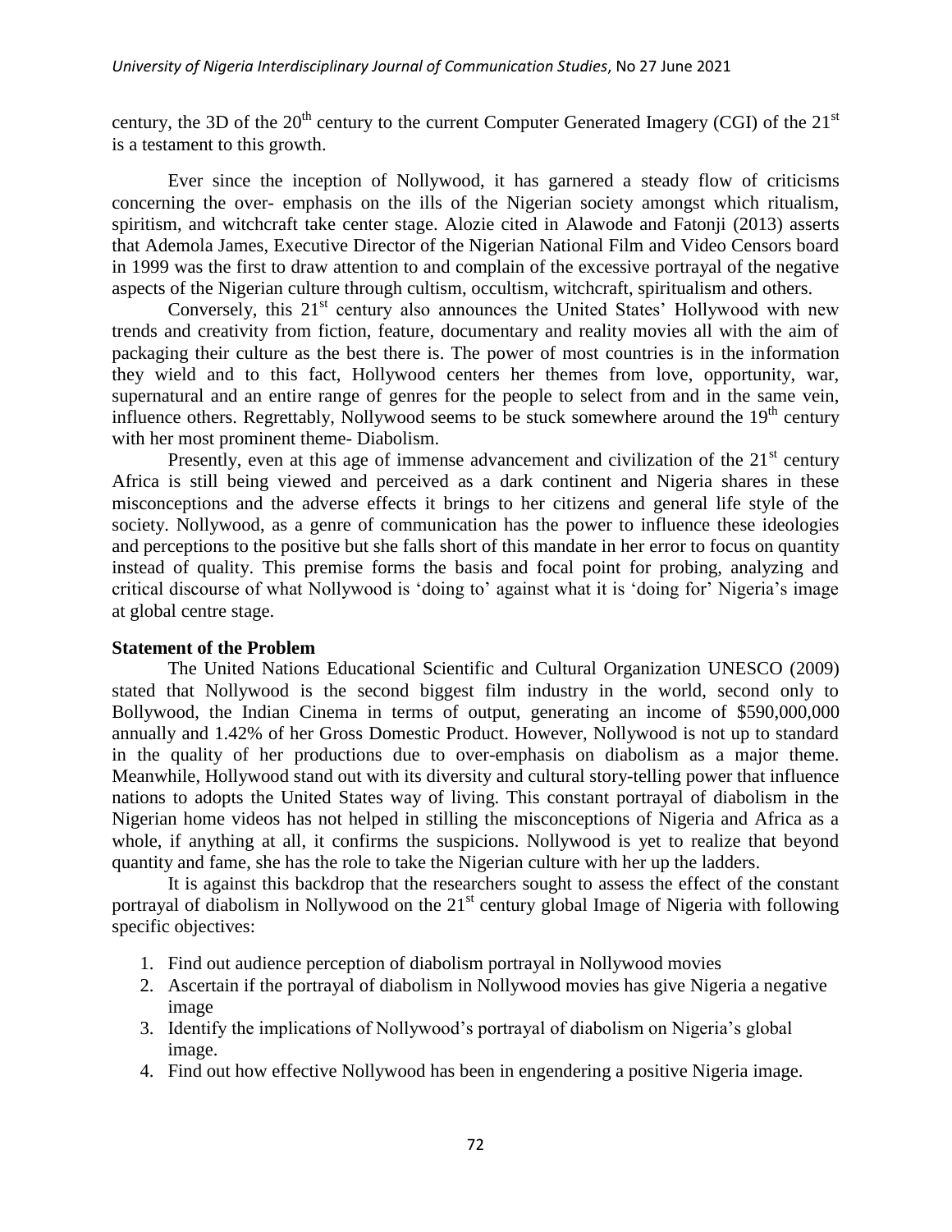century, the 3D of the 20th century to the current Computer Generated Imagery (CGI) of the 21st is a testament to this growth.

Ever since the inception of Nollywood, it has garnered a steady flow of criticisms concerning the over- emphasis on the ills of the Nigerian society amongst which ritualism, spiritism, and witchcraft take center stage. Alozie cited in Alawode and Fatonji (2013) asserts that Ademola James, Executive Director of the Nigerian National Film and Video Censors board in 1999 was the first to draw attention to and complain of the excessive portrayal of the negative aspects of the Nigerian culture through cultism, occultism, witchcraft, spiritualism and others.

Conversely, this 21st century also announces the United States' Hollywood with new trends and creativity from fiction, feature, documentary and reality movies all with the aim of packaging their culture as the best there is. The power of most countries is in the information they wield and to this fact, Hollywood centers her themes from love, opportunity, war, supernatural and an entire range of genres for the people to select from and in the same vein, influence others. Regrettably, Nollywood seems to be stuck somewhere around the 19th century with her most prominent theme- Diabolism.

Presently, even at this age of immense advancement and civilization of the 21st century Africa is still being viewed and perceived as a dark continent and Nigeria shares in these misconceptions and the adverse effects it brings to her citizens and general life style of the society. Nollywood, as a genre of communication has the power to influence these ideologies and perceptions to the positive but she falls short of this mandate in her error to focus on quantity instead of quality. This premise forms the basis and focal point for probing, analyzing and critical discourse of what Nollywood is 'doing to' against what it is 'doing for' Nigeria's image at global centre stage.

## Statement of the Problem

The United Nations Educational Scientific and Cultural Organization UNESCO (2009) stated that Nollywood is the second biggest film industry in the world, second only to Bollywood, the Indian Cinema in terms of output, generating an income of $590,000,000 annually and 1.42% of her Gross Domestic Product. However, Nollywood is not up to standard in the quality of her productions due to over-emphasis on diabolism as a major theme. Meanwhile, Hollywood stand out with its diversity and cultural story-telling power that influence nations to adopts the United States way of living. This constant portrayal of diabolism in the Nigerian home videos has not helped in stilling the misconceptions of Nigeria and Africa as a whole, if anything at all, it confirms the suspicions. Nollywood is yet to realize that beyond quantity and fame, she has the role to take the Nigerian culture with her up the ladders.

It is against this backdrop that the researchers sought to assess the effect of the constant portrayal of diabolism in Nollywood on the 21st century global Image of Nigeria with following specific objectives:

1. Find out audience perception of diabolism portrayal in Nollywood movies
2. Ascertain if the portrayal of diabolism in Nollywood movies has give Nigeria a negative image
3. Identify the implications of Nollywood's portrayal of diabolism on Nigeria's global image.
4. Find out how effective Nollywood has been in engendering a positive Nigeria image.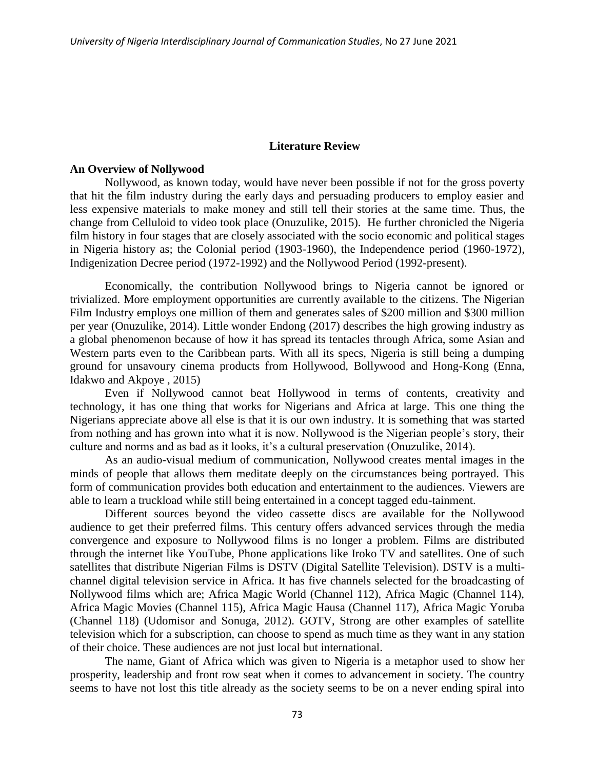## Literature Review

### An Overview of Nollywood

Nollywood, as known today, would have never been possible if not for the gross poverty that hit the film industry during the early days and persuading producers to employ easier and less expensive materials to make money and still tell their stories at the same time. Thus, the change from Celluloid to video took place (Onuzulike, 2015). He further chronicled the Nigeria film history in four stages that are closely associated with the socio economic and political stages in Nigeria history as; the Colonial period (1903-1960), the Independence period (1960-1972), Indigenization Decree period (1972-1992) and the Nollywood Period (1992-present).

Economically, the contribution Nollywood brings to Nigeria cannot be ignored or trivialized. More employment opportunities are currently available to the citizens. The Nigerian Film Industry employs one million of them and generates sales of \$200 million and \$300 million per year (Onuzulike, 2014). Little wonder Endong (2017) describes the high growing industry as a global phenomenon because of how it has spread its tentacles through Africa, some Asian and Western parts even to the Caribbean parts. With all its specs, Nigeria is still being a dumping ground for unsavoury cinema products from Hollywood, Bollywood and Hong-Kong (Enna, Idakwo and Akpoye , 2015)

Even if Nollywood cannot beat Hollywood in terms of contents, creativity and technology, it has one thing that works for Nigerians and Africa at large. This one thing the Nigerians appreciate above all else is that it is our own industry. It is something that was started from nothing and has grown into what it is now. Nollywood is the Nigerian people's story, their culture and norms and as bad as it looks, it's a cultural preservation (Onuzulike, 2014).

As an audio-visual medium of communication, Nollywood creates mental images in the minds of people that allows them meditate deeply on the circumstances being portrayed. This form of communication provides both education and entertainment to the audiences. Viewers are able to learn a truckload while still being entertained in a concept tagged edu-tainment.

Different sources beyond the video cassette discs are available for the Nollywood audience to get their preferred films. This century offers advanced services through the media convergence and exposure to Nollywood films is no longer a problem. Films are distributed through the internet like YouTube, Phone applications like Iroko TV and satellites. One of such satellites that distribute Nigerian Films is DSTV (Digital Satellite Television). DSTV is a multi-channel digital television service in Africa. It has five channels selected for the broadcasting of Nollywood films which are; Africa Magic World (Channel 112), Africa Magic (Channel 114), Africa Magic Movies (Channel 115), Africa Magic Hausa (Channel 117), Africa Magic Yoruba (Channel 118) (Udomisor and Sonuga, 2012). GOTV, Strong are other examples of satellite television which for a subscription, can choose to spend as much time as they want in any station of their choice. These audiences are not just local but international.

The name, Giant of Africa which was given to Nigeria is a metaphor used to show her prosperity, leadership and front row seat when it comes to advancement in society. The country seems to have not lost this title already as the society seems to be on a never ending spiral into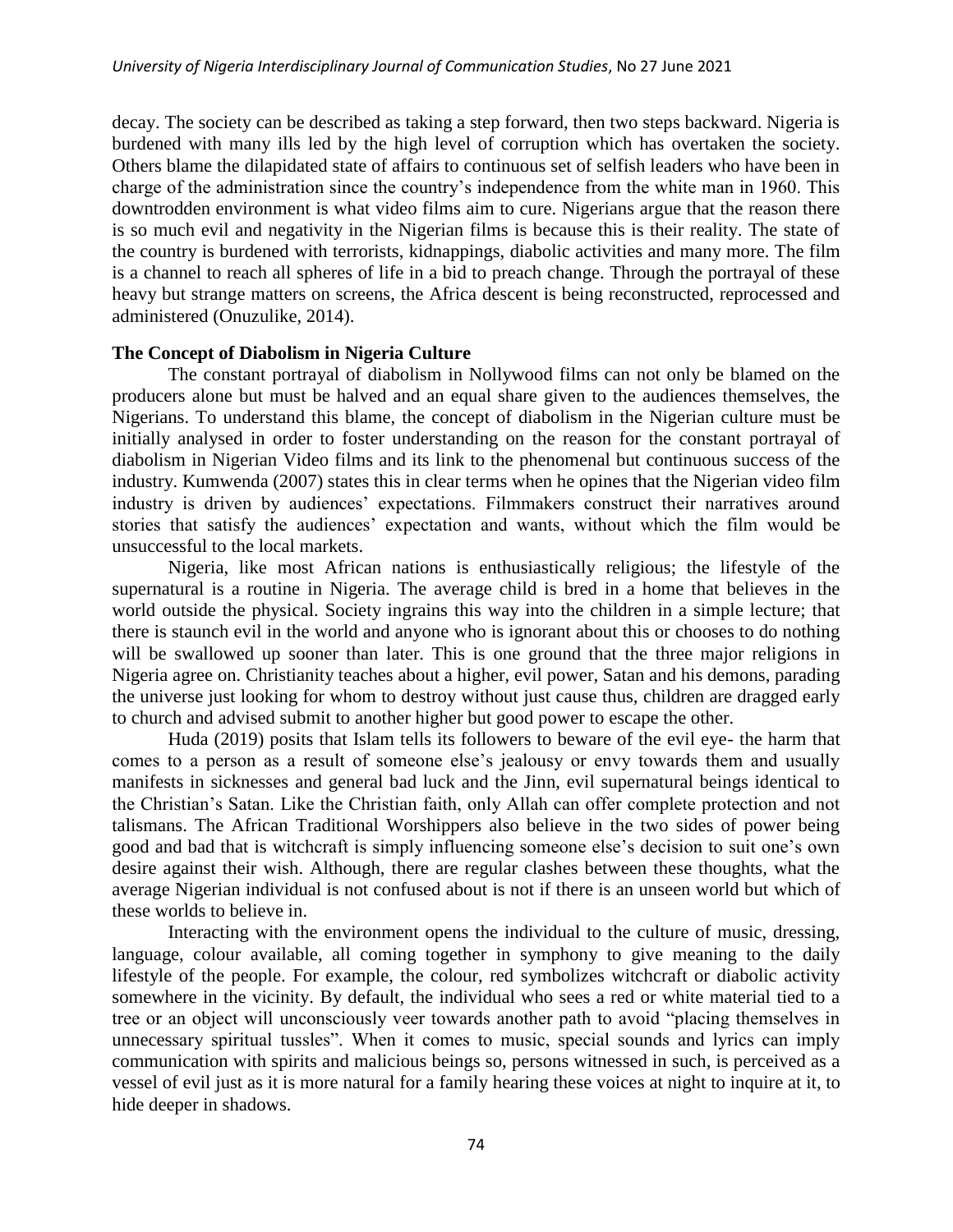decay. The society can be described as taking a step forward, then two steps backward. Nigeria is burdened with many ills led by the high level of corruption which has overtaken the society. Others blame the dilapidated state of affairs to continuous set of selfish leaders who have been in charge of the administration since the country's independence from the white man in 1960. This downtrodden environment is what video films aim to cure. Nigerians argue that the reason there is so much evil and negativity in the Nigerian films is because this is their reality. The state of the country is burdened with terrorists, kidnappings, diabolic activities and many more. The film is a channel to reach all spheres of life in a bid to preach change. Through the portrayal of these heavy but strange matters on screens, the Africa descent is being reconstructed, reprocessed and administered (Onuzulike, 2014).

### The Concept of Diabolism in Nigeria Culture

The constant portrayal of diabolism in Nollywood films can not only be blamed on the producers alone but must be halved and an equal share given to the audiences themselves, the Nigerians. To understand this blame, the concept of diabolism in the Nigerian culture must be initially analysed in order to foster understanding on the reason for the constant portrayal of diabolism in Nigerian Video films and its link to the phenomenal but continuous success of the industry. Kumwenda (2007) states this in clear terms when he opines that the Nigerian video film industry is driven by audiences' expectations. Filmmakers construct their narratives around stories that satisfy the audiences' expectation and wants, without which the film would be unsuccessful to the local markets.

Nigeria, like most African nations is enthusiastically religious; the lifestyle of the supernatural is a routine in Nigeria. The average child is bred in a home that believes in the world outside the physical. Society ingrains this way into the children in a simple lecture; that there is staunch evil in the world and anyone who is ignorant about this or chooses to do nothing will be swallowed up sooner than later. This is one ground that the three major religions in Nigeria agree on. Christianity teaches about a higher, evil power, Satan and his demons, parading the universe just looking for whom to destroy without just cause thus, children are dragged early to church and advised submit to another higher but good power to escape the other.

Huda (2019) posits that Islam tells its followers to beware of the evil eye- the harm that comes to a person as a result of someone else's jealousy or envy towards them and usually manifests in sicknesses and general bad luck and the Jinn, evil supernatural beings identical to the Christian's Satan. Like the Christian faith, only Allah can offer complete protection and not talismans. The African Traditional Worshippers also believe in the two sides of power being good and bad that is witchcraft is simply influencing someone else's decision to suit one's own desire against their wish. Although, there are regular clashes between these thoughts, what the average Nigerian individual is not confused about is not if there is an unseen world but which of these worlds to believe in.

Interacting with the environment opens the individual to the culture of music, dressing, language, colour available, all coming together in symphony to give meaning to the daily lifestyle of the people. For example, the colour, red symbolizes witchcraft or diabolic activity somewhere in the vicinity. By default, the individual who sees a red or white material tied to a tree or an object will unconsciously veer towards another path to avoid "placing themselves in unnecessary spiritual tussles". When it comes to music, special sounds and lyrics can imply communication with spirits and malicious beings so, persons witnessed in such, is perceived as a vessel of evil just as it is more natural for a family hearing these voices at night to inquire at it, to hide deeper in shadows.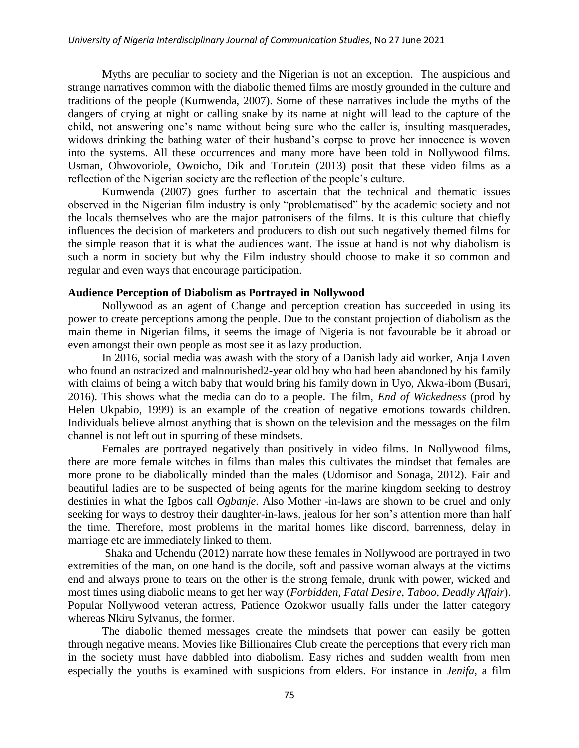Myths are peculiar to society and the Nigerian is not an exception. The auspicious and strange narratives common with the diabolic themed films are mostly grounded in the culture and traditions of the people (Kumwenda, 2007). Some of these narratives include the myths of the dangers of crying at night or calling snake by its name at night will lead to the capture of the child, not answering one's name without being sure who the caller is, insulting masquerades, widows drinking the bathing water of their husband's corpse to prove her innocence is woven into the systems. All these occurrences and many more have been told in Nollywood films. Usman, Ohwovoriole, Owoicho, Dik and Torutein (2013) posit that these video films as a reflection of the Nigerian society are the reflection of the people's culture.

Kumwenda (2007) goes further to ascertain that the technical and thematic issues observed in the Nigerian film industry is only "problematised" by the academic society and not the locals themselves who are the major patronisers of the films. It is this culture that chiefly influences the decision of marketers and producers to dish out such negatively themed films for the simple reason that it is what the audiences want. The issue at hand is not why diabolism is such a norm in society but why the Film industry should choose to make it so common and regular and even ways that encourage participation.

**Audience Perception of Diabolism as Portrayed in Nollywood**

Nollywood as an agent of Change and perception creation has succeeded in using its power to create perceptions among the people. Due to the constant projection of diabolism as the main theme in Nigerian films, it seems the image of Nigeria is not favourable be it abroad or even amongst their own people as most see it as lazy production.

In 2016, social media was awash with the story of a Danish lady aid worker, Anja Loven who found an ostracized and malnourished2-year old boy who had been abandoned by his family with claims of being a witch baby that would bring his family down in Uyo, Akwa-ibom (Busari, 2016). This shows what the media can do to a people. The film, *End of Wickedness* (prod by Helen Ukpabio, 1999) is an example of the creation of negative emotions towards children. Individuals believe almost anything that is shown on the television and the messages on the film channel is not left out in spurring of these mindsets.

Females are portrayed negatively than positively in video films. In Nollywood films, there are more female witches in films than males this cultivates the mindset that females are more prone to be diabolically minded than the males (Udomisor and Sonaga, 2012). Fair and beautiful ladies are to be suspected of being agents for the marine kingdom seeking to destroy destinies in what the Igbos call *Ogbanje*. Also Mother -in-laws are shown to be cruel and only seeking for ways to destroy their daughter-in-laws, jealous for her son's attention more than half the time. Therefore, most problems in the marital homes like discord, barrenness, delay in marriage etc are immediately linked to them.

Shaka and Uchendu (2012) narrate how these females in Nollywood are portrayed in two extremities of the man, on one hand is the docile, soft and passive woman always at the victims end and always prone to tears on the other is the strong female, drunk with power, wicked and most times using diabolic means to get her way (*Forbidden*, *Fatal Desire*, *Taboo*, *Deadly Affair*). Popular Nollywood veteran actress, Patience Ozokwor usually falls under the latter category whereas Nkiru Sylvanus, the former.

The diabolic themed messages create the mindsets that power can easily be gotten through negative means. Movies like Billionaires Club create the perceptions that every rich man in the society must have dabbled into diabolism. Easy riches and sudden wealth from men especially the youths is examined with suspicions from elders. For instance in *Jenifa*, a film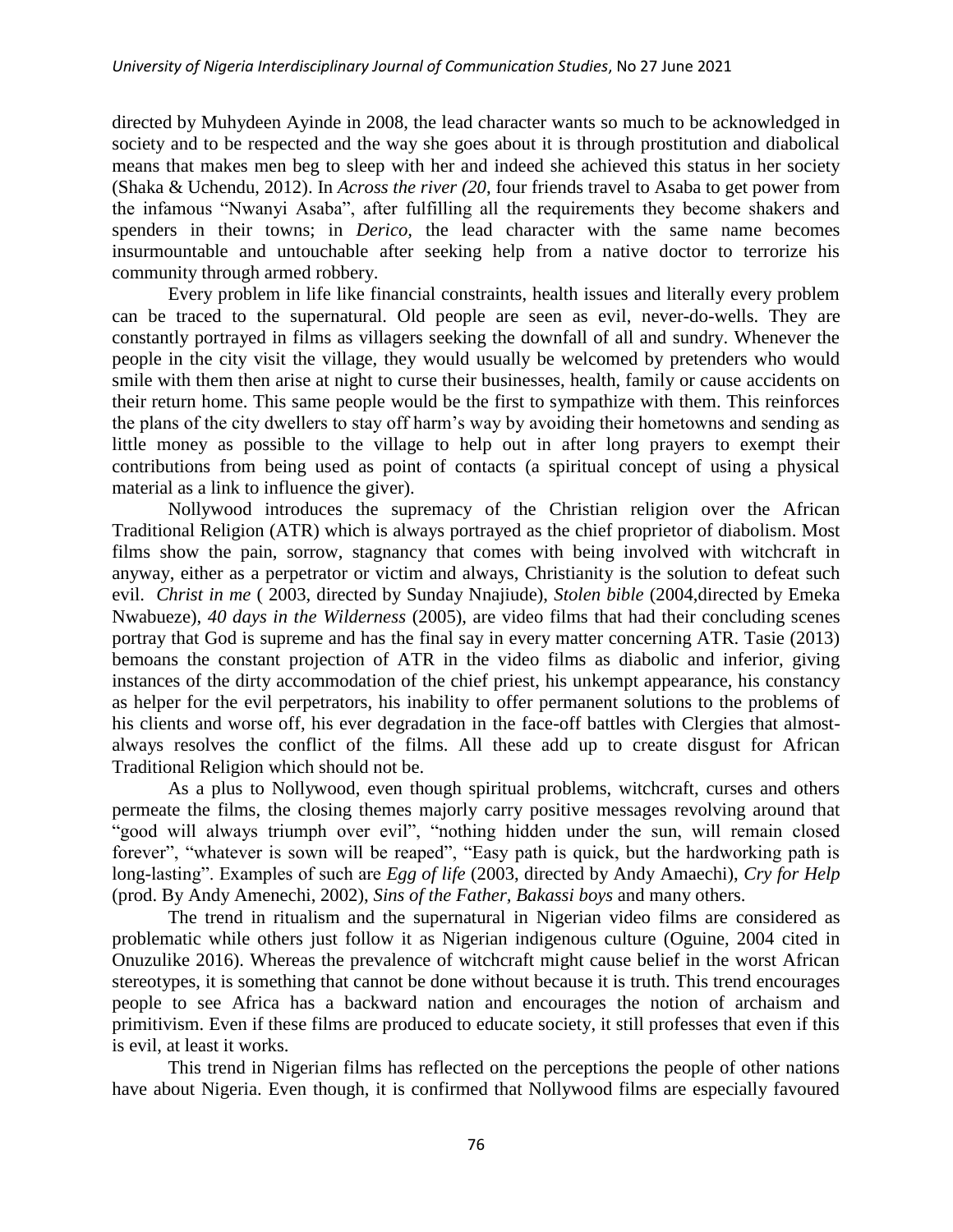directed by Muhydeen Ayinde in 2008, the lead character wants so much to be acknowledged in society and to be respected and the way she goes about it is through prostitution and diabolical means that makes men beg to sleep with her and indeed she achieved this status in her society (Shaka & Uchendu, 2012). In *Across the river (20*, four friends travel to Asaba to get power from the infamous "Nwanyi Asaba", after fulfilling all the requirements they become shakers and spenders in their towns; in *Derico,* the lead character with the same name becomes insurmountable and untouchable after seeking help from a native doctor to terrorize his community through armed robbery.

Every problem in life like financial constraints, health issues and literally every problem can be traced to the supernatural. Old people are seen as evil, never-do-wells. They are constantly portrayed in films as villagers seeking the downfall of all and sundry. Whenever the people in the city visit the village, they would usually be welcomed by pretenders who would smile with them then arise at night to curse their businesses, health, family or cause accidents on their return home. This same people would be the first to sympathize with them. This reinforces the plans of the city dwellers to stay off harm's way by avoiding their hometowns and sending as little money as possible to the village to help out in after long prayers to exempt their contributions from being used as point of contacts (a spiritual concept of using a physical material as a link to influence the giver).

Nollywood introduces the supremacy of the Christian religion over the African Traditional Religion (ATR) which is always portrayed as the chief proprietor of diabolism. Most films show the pain, sorrow, stagnancy that comes with being involved with witchcraft in anyway, either as a perpetrator or victim and always, Christianity is the solution to defeat such evil. *Christ in me* ( 2003, directed by Sunday Nnajiude), *Stolen bible* (2004,directed by Emeka Nwabueze), *40 days in the Wilderness* (2005), are video films that had their concluding scenes portray that God is supreme and has the final say in every matter concerning ATR. Tasie (2013) bemoans the constant projection of ATR in the video films as diabolic and inferior, giving instances of the dirty accommodation of the chief priest, his unkempt appearance, his constancy as helper for the evil perpetrators, his inability to offer permanent solutions to the problems of his clients and worse off, his ever degradation in the face-off battles with Clergies that almost-always resolves the conflict of the films. All these add up to create disgust for African Traditional Religion which should not be.

As a plus to Nollywood, even though spiritual problems, witchcraft, curses and others permeate the films, the closing themes majorly carry positive messages revolving around that "good will always triumph over evil", "nothing hidden under the sun, will remain closed forever", "whatever is sown will be reaped", "Easy path is quick, but the hardworking path is long-lasting". Examples of such are *Egg of life* (2003, directed by Andy Amaechi), *Cry for Help* (prod. By Andy Amenechi, 2002), *Sins of the Father, Bakassi boys* and many others.

The trend in ritualism and the supernatural in Nigerian video films are considered as problematic while others just follow it as Nigerian indigenous culture (Oguine, 2004 cited in Onuzulike 2016). Whereas the prevalence of witchcraft might cause belief in the worst African stereotypes, it is something that cannot be done without because it is truth. This trend encourages people to see Africa has a backward nation and encourages the notion of archaism and primitivism. Even if these films are produced to educate society, it still professes that even if this is evil, at least it works.

This trend in Nigerian films has reflected on the perceptions the people of other nations have about Nigeria. Even though, it is confirmed that Nollywood films are especially favoured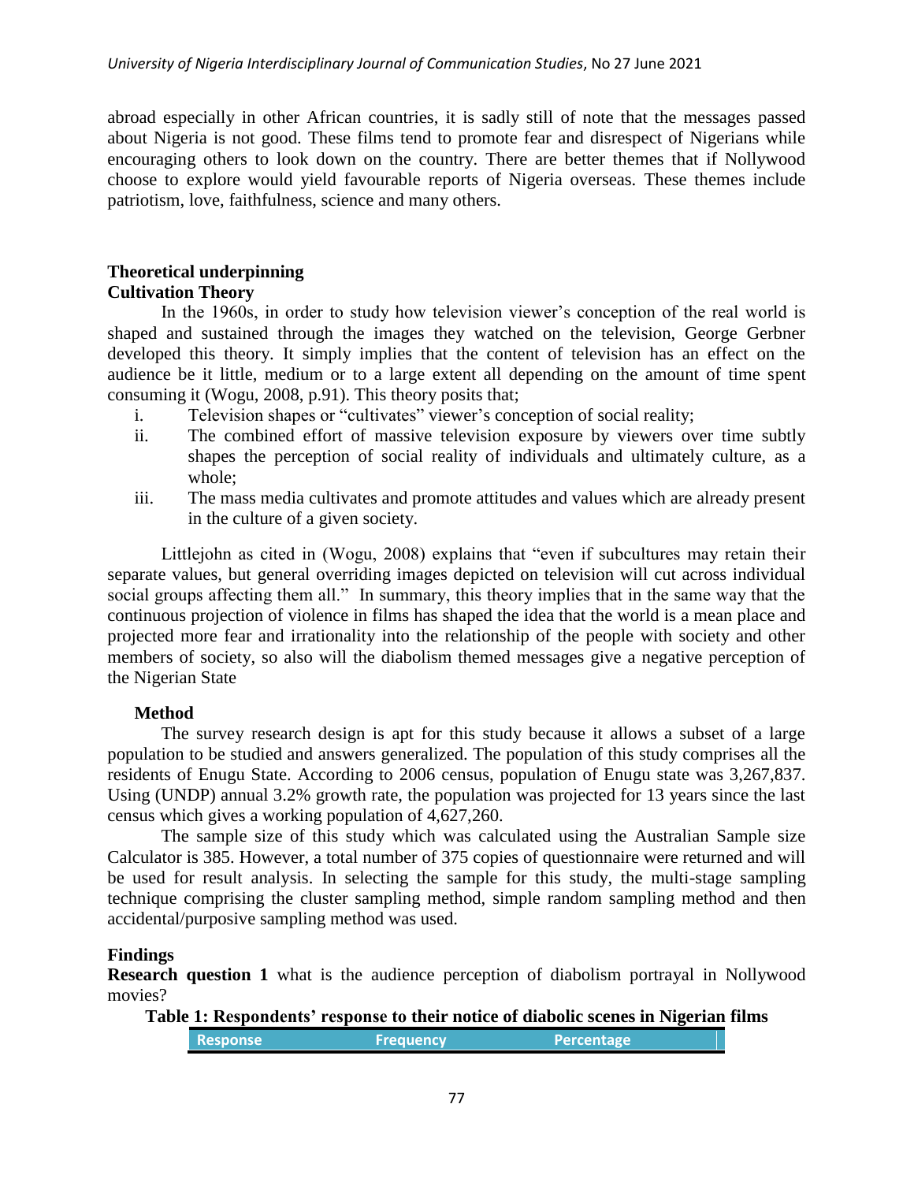abroad especially in other African countries, it is sadly still of note that the messages passed about Nigeria is not good. These films tend to promote fear and disrespect of Nigerians while encouraging others to look down on the country. There are better themes that if Nollywood choose to explore would yield favourable reports of Nigeria overseas. These themes include patriotism, love, faithfulness, science and many others.

## Theoretical underpinning

### Cultivation Theory

In the 1960s, in order to study how television viewer's conception of the real world is shaped and sustained through the images they watched on the television, George Gerbner developed this theory. It simply implies that the content of television has an effect on the audience be it little, medium or to a large extent all depending on the amount of time spent consuming it (Wogu, 2008, p.91). This theory posits that;

i. Television shapes or "cultivates" viewer's conception of social reality;
ii. The combined effort of massive television exposure by viewers over time subtly shapes the perception of social reality of individuals and ultimately culture, as a whole;
iii. The mass media cultivates and promote attitudes and values which are already present in the culture of a given society.

Littlejohn as cited in (Wogu, 2008) explains that "even if subcultures may retain their separate values, but general overriding images depicted on television will cut across individual social groups affecting them all." In summary, this theory implies that in the same way that the continuous projection of violence in films has shaped the idea that the world is a mean place and projected more fear and irrationality into the relationship of the people with society and other members of society, so also will the diabolism themed messages give a negative perception of the Nigerian State

## Method

The survey research design is apt for this study because it allows a subset of a large population to be studied and answers generalized. The population of this study comprises all the residents of Enugu State. According to 2006 census, population of Enugu state was 3,267,837. Using (UNDP) annual 3.2% growth rate, the population was projected for 13 years since the last census which gives a working population of 4,627,260.

The sample size of this study which was calculated using the Australian Sample size Calculator is 385. However, a total number of 375 copies of questionnaire were returned and will be used for result analysis. In selecting the sample for this study, the multi-stage sampling technique comprising the cluster sampling method, simple random sampling method and then accidental/purposive sampling method was used.

## Findings

**Research question 1** what is the audience perception of diabolism portrayal in Nollywood movies?

**Table 1: Respondents' response to their notice of diabolic scenes in Nigerian films**

| Response | Frequency | Percentage |
|---|---|---|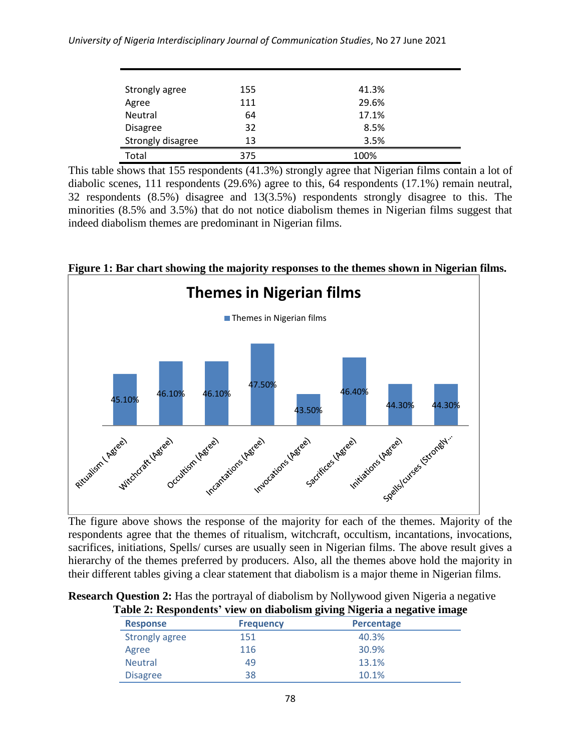| | | |
|---|---|---|
| Strongly agree | 155 | 41.3% |
| Agree | 111 | 29.6% |
| Neutral | 64 | 17.1% |
| Disagree | 32 | 8.5% |
| Strongly disagree | 13 | 3.5% |
| Total | 375 | 100% |

This table shows that 155 respondents (41.3%) strongly agree that Nigerian films contain a lot of diabolic scenes, 111 respondents (29.6%) agree to this, 64 respondents (17.1%) remain neutral, 32 respondents (8.5%) disagree and 13(3.5%) respondents strongly disagree to this. The minorities (8.5% and 3.5%) that do not notice diabolism themes in Nigerian films suggest that indeed diabolism themes are predominant in Nigerian films.

**Figure 1: Bar chart showing the majority responses to the themes shown in Nigerian films.**

**Themes in Nigerian films**

| Theme | Themes in Nigerian films |
|---|---|
| Ritualism ( Agree) | 45.10% |
| Witchcraft (Agree) | 46.10% |
| Occultism (Agree) | 46.10% |
| Incantations (Agree) | 47.50% |
| Invocations (Agree) | 43.50% |
| Sacrifices (Agree) | 46.40% |
| Initiations (Agree) | 44.30% |
| Spells/curses (Strongly... | 44.30% |

The figure above shows the response of the majority for each of the themes. Majority of the respondents agree that the themes of ritualism, witchcraft, occultism, incantations, invocations, sacrifices, initiations, Spells/ curses are usually seen in Nigerian films. The above result gives a hierarchy of the themes preferred by producers. Also, all the themes above hold the majority in their different tables giving a clear statement that diabolism is a major theme in Nigerian films.

**Research Question 2:** Has the portrayal of diabolism by Nollywood given Nigeria a negative

**Table 2: Respondents' view on diabolism giving Nigeria a negative image**

| Response | Frequency | Percentage |
|---|---|---|
| Strongly agree | 151 | 40.3% |
| Agree | 116 | 30.9% |
| Neutral | 49 | 13.1% |
| Disagree | 38 | 10.1% |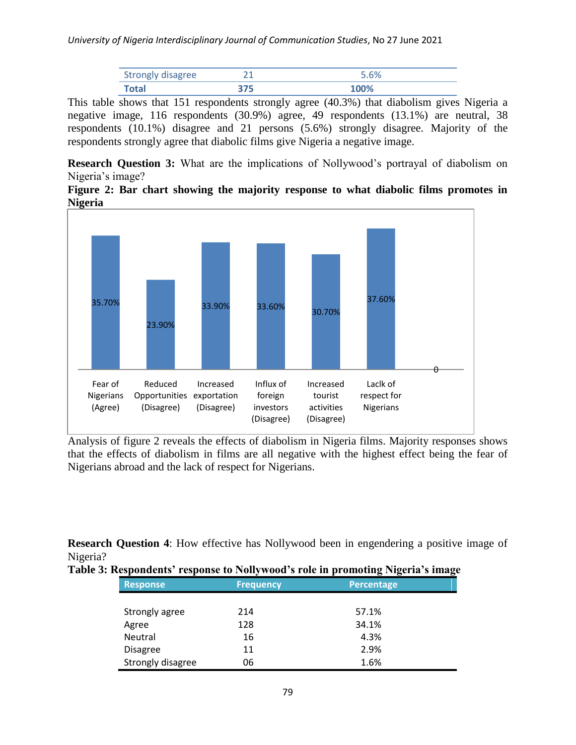| Strongly disagree | 21 | 5.6% |
|---|---|---|
| **Total** | **375** | **100%** |

This table shows that 151 respondents strongly agree (40.3%) that diabolism gives Nigeria a negative image, 116 respondents (30.9%) agree, 49 respondents (13.1%) are neutral, 38 respondents (10.1%) disagree and 21 persons (5.6%) strongly disagree. Majority of the respondents strongly agree that diabolic films give Nigeria a negative image.

**Research Question 3:** What are the implications of Nollywood's portrayal of diabolism on Nigeria's image?

**Figure 2: Bar chart showing the majority response to what diabolic films promotes in Nigeria**

| Category | Percentage |
|---|---|
| Fear of Nigerians (Agree) | 35.70% |
| Reduced Opportunities (Disagree) | 23.90% |
| Increased exportation (Disagree) | 33.90% |
| Influx of foreign investors (Disagree) | 33.60% |
| Increased tourist activities (Disagree) | 30.70% |
| Laclk of respect for Nigerians | 37.60% |
| | 0 |

Analysis of figure 2 reveals the effects of diabolism in Nigeria films. Majority responses shows that the effects of diabolism in films are all negative with the highest effect being the fear of Nigerians abroad and the lack of respect for Nigerians.

**Research Question 4**: How effective has Nollywood been in engendering a positive image of Nigeria?

**Table 3: Respondents' response to Nollywood's role in promoting Nigeria's image**

| Response | Frequency | Percentage |
|---|---|---|
| Strongly agree | 214 | 57.1% |
| Agree | 128 | 34.1% |
| Neutral | 16 | 4.3% |
| Disagree | 11 | 2.9% |
| Strongly disagree | 06 | 1.6% |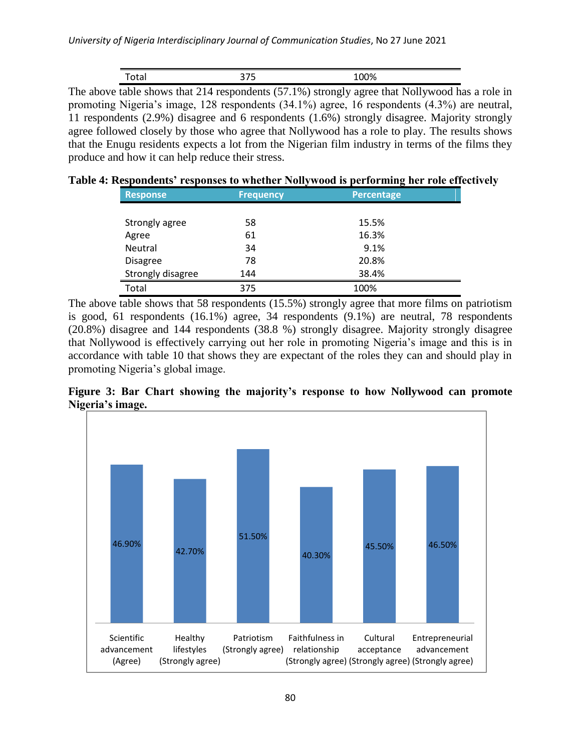| Total | 375 | 100% |
|---|---|---|

The above table shows that 214 respondents (57.1%) strongly agree that Nollywood has a role in promoting Nigeria's image, 128 respondents (34.1%) agree, 16 respondents (4.3%) are neutral, 11 respondents (2.9%) disagree and 6 respondents (1.6%) strongly disagree. Majority strongly agree followed closely by those who agree that Nollywood has a role to play. The results shows that the Enugu residents expects a lot from the Nigerian film industry in terms of the films they produce and how it can help reduce their stress.

**Table 4: Respondents' responses to whether Nollywood is performing her role effectively**

| Response | Frequency | Percentage |
|---|---|---|
| Strongly agree | 58 | 15.5% |
| Agree | 61 | 16.3% |
| Neutral | 34 | 9.1% |
| Disagree | 78 | 20.8% |
| Strongly disagree | 144 | 38.4% |
| Total | 375 | 100% |

The above table shows that 58 respondents (15.5%) strongly agree that more films on patriotism is good, 61 respondents (16.1%) agree, 34 respondents (9.1%) are neutral, 78 respondents (20.8%) disagree and 144 respondents (38.8 %) strongly disagree. Majority strongly disagree that Nollywood is effectively carrying out her role in promoting Nigeria's image and this is in accordance with table 10 that shows they are expectant of the roles they can and should play in promoting Nigeria's global image.

**Figure 3: Bar Chart showing the majority's response to how Nollywood can promote Nigeria's image.**

| Category | Percentage |
|---|---|
| Scientific advancement (Agree) | 46.90% |
| Healthy lifestyles (Strongly agree) | 42.70% |
| Patriotism (Strongly agree) | 51.50% |
| Faithfulness in relationship (Strongly agree) | 40.30% |
| Cultural acceptance (Strongly agree) | 45.50% |
| Entrepreneurial advancement (Strongly agree) | 46.50% |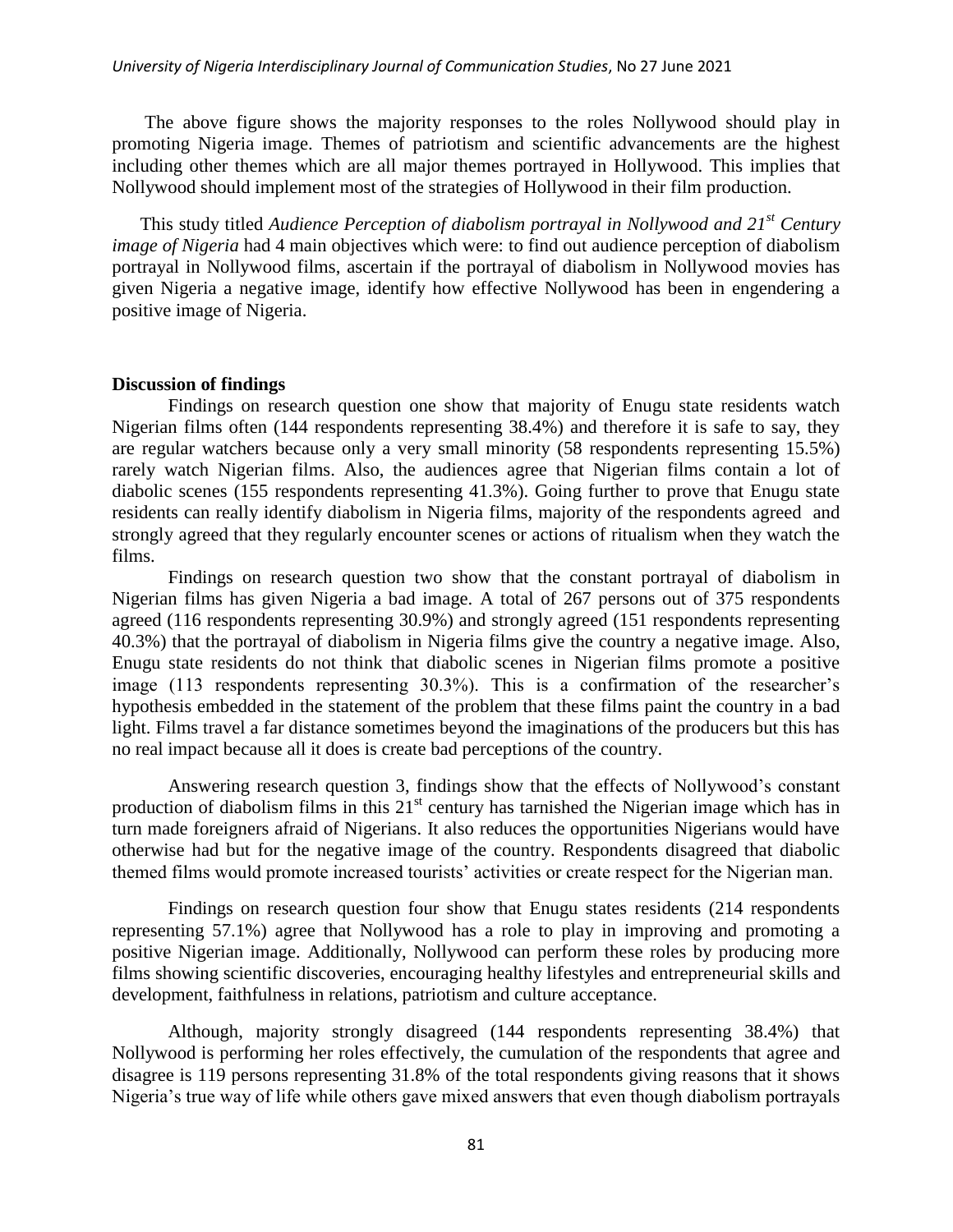The above figure shows the majority responses to the roles Nollywood should play in promoting Nigeria image. Themes of patriotism and scientific advancements are the highest including other themes which are all major themes portrayed in Hollywood. This implies that Nollywood should implement most of the strategies of Hollywood in their film production.

This study titled *Audience Perception of diabolism portrayal in Nollywood and 21st Century image of Nigeria* had 4 main objectives which were: to find out audience perception of diabolism portrayal in Nollywood films, ascertain if the portrayal of diabolism in Nollywood movies has given Nigeria a negative image, identify how effective Nollywood has been in engendering a positive image of Nigeria.

**Discussion of findings**

Findings on research question one show that majority of Enugu state residents watch Nigerian films often (144 respondents representing 38.4%) and therefore it is safe to say, they are regular watchers because only a very small minority (58 respondents representing 15.5%) rarely watch Nigerian films. Also, the audiences agree that Nigerian films contain a lot of diabolic scenes (155 respondents representing 41.3%). Going further to prove that Enugu state residents can really identify diabolism in Nigeria films, majority of the respondents agreed and strongly agreed that they regularly encounter scenes or actions of ritualism when they watch the films.

Findings on research question two show that the constant portrayal of diabolism in Nigerian films has given Nigeria a bad image. A total of 267 persons out of 375 respondents agreed (116 respondents representing 30.9%) and strongly agreed (151 respondents representing 40.3%) that the portrayal of diabolism in Nigeria films give the country a negative image. Also, Enugu state residents do not think that diabolic scenes in Nigerian films promote a positive image (113 respondents representing 30.3%). This is a confirmation of the researcher's hypothesis embedded in the statement of the problem that these films paint the country in a bad light. Films travel a far distance sometimes beyond the imaginations of the producers but this has no real impact because all it does is create bad perceptions of the country.

Answering research question 3, findings show that the effects of Nollywood's constant production of diabolism films in this 21st century has tarnished the Nigerian image which has in turn made foreigners afraid of Nigerians. It also reduces the opportunities Nigerians would have otherwise had but for the negative image of the country. Respondents disagreed that diabolic themed films would promote increased tourists' activities or create respect for the Nigerian man.

Findings on research question four show that Enugu states residents (214 respondents representing 57.1%) agree that Nollywood has a role to play in improving and promoting a positive Nigerian image. Additionally, Nollywood can perform these roles by producing more films showing scientific discoveries, encouraging healthy lifestyles and entrepreneurial skills and development, faithfulness in relations, patriotism and culture acceptance.

Although, majority strongly disagreed (144 respondents representing 38.4%) that Nollywood is performing her roles effectively, the cumulation of the respondents that agree and disagree is 119 persons representing 31.8% of the total respondents giving reasons that it shows Nigeria's true way of life while others gave mixed answers that even though diabolism portrayals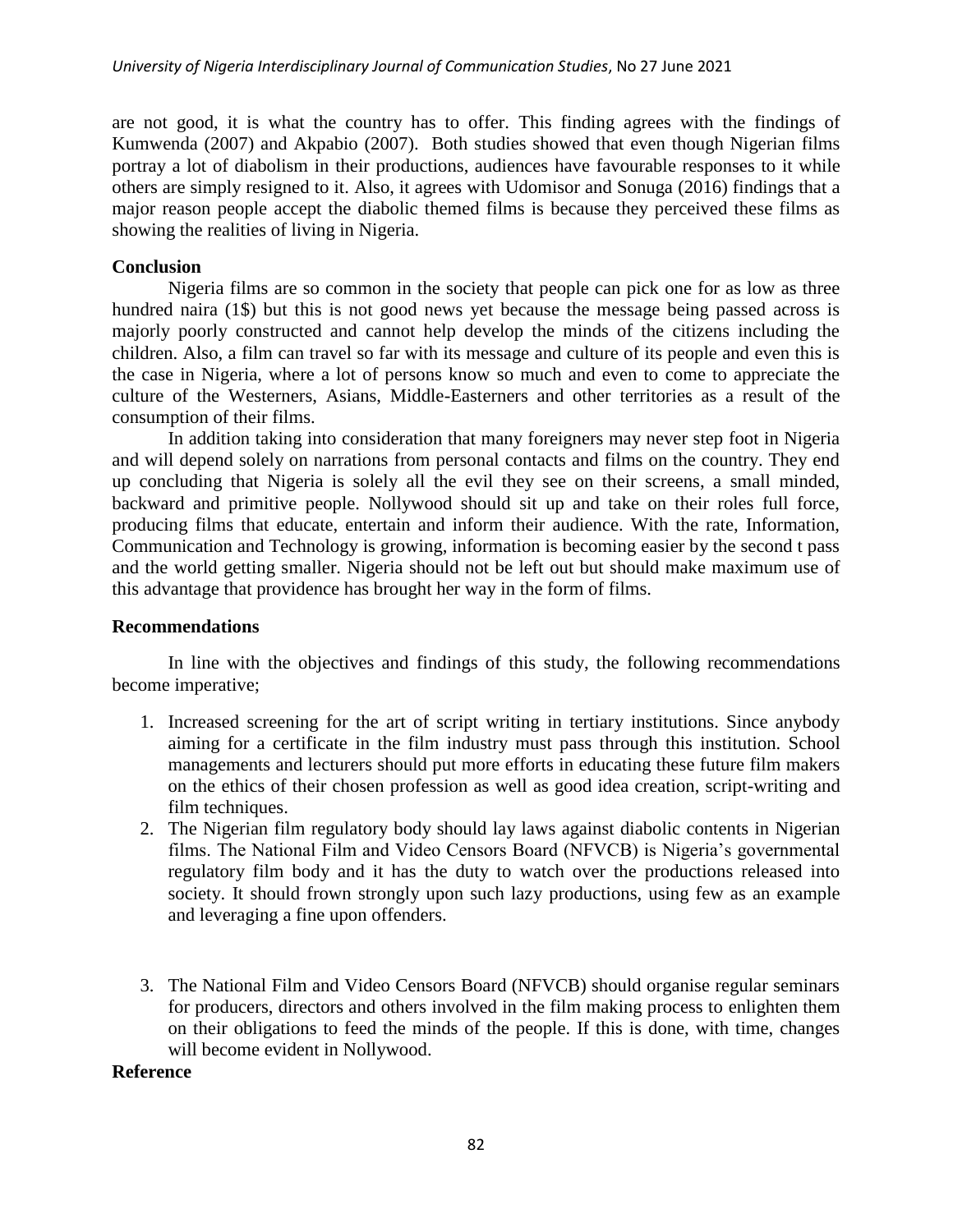are not good, it is what the country has to offer. This finding agrees with the findings of Kumwenda (2007) and Akpabio (2007). Both studies showed that even though Nigerian films portray a lot of diabolism in their productions, audiences have favourable responses to it while others are simply resigned to it. Also, it agrees with Udomisor and Sonuga (2016) findings that a major reason people accept the diabolic themed films is because they perceived these films as showing the realities of living in Nigeria.

**Conclusion**

Nigeria films are so common in the society that people can pick one for as low as three hundred naira (1$) but this is not good news yet because the message being passed across is majorly poorly constructed and cannot help develop the minds of the citizens including the children. Also, a film can travel so far with its message and culture of its people and even this is the case in Nigeria, where a lot of persons know so much and even to come to appreciate the culture of the Westerners, Asians, Middle-Easterners and other territories as a result of the consumption of their films.

In addition taking into consideration that many foreigners may never step foot in Nigeria and will depend solely on narrations from personal contacts and films on the country. They end up concluding that Nigeria is solely all the evil they see on their screens, a small minded, backward and primitive people. Nollywood should sit up and take on their roles full force, producing films that educate, entertain and inform their audience. With the rate, Information, Communication and Technology is growing, information is becoming easier by the second t pass and the world getting smaller. Nigeria should not be left out but should make maximum use of this advantage that providence has brought her way in the form of films.

**Recommendations**

In line with the objectives and findings of this study, the following recommendations become imperative;

1. Increased screening for the art of script writing in tertiary institutions. Since anybody aiming for a certificate in the film industry must pass through this institution. School managements and lecturers should put more efforts in educating these future film makers on the ethics of their chosen profession as well as good idea creation, script-writing and film techniques.
2. The Nigerian film regulatory body should lay laws against diabolic contents in Nigerian films. The National Film and Video Censors Board (NFVCB) is Nigeria's governmental regulatory film body and it has the duty to watch over the productions released into society. It should frown strongly upon such lazy productions, using few as an example and leveraging a fine upon offenders.
3. The National Film and Video Censors Board (NFVCB) should organise regular seminars for producers, directors and others involved in the film making process to enlighten them on their obligations to feed the minds of the people. If this is done, with time, changes will become evident in Nollywood.

**Reference**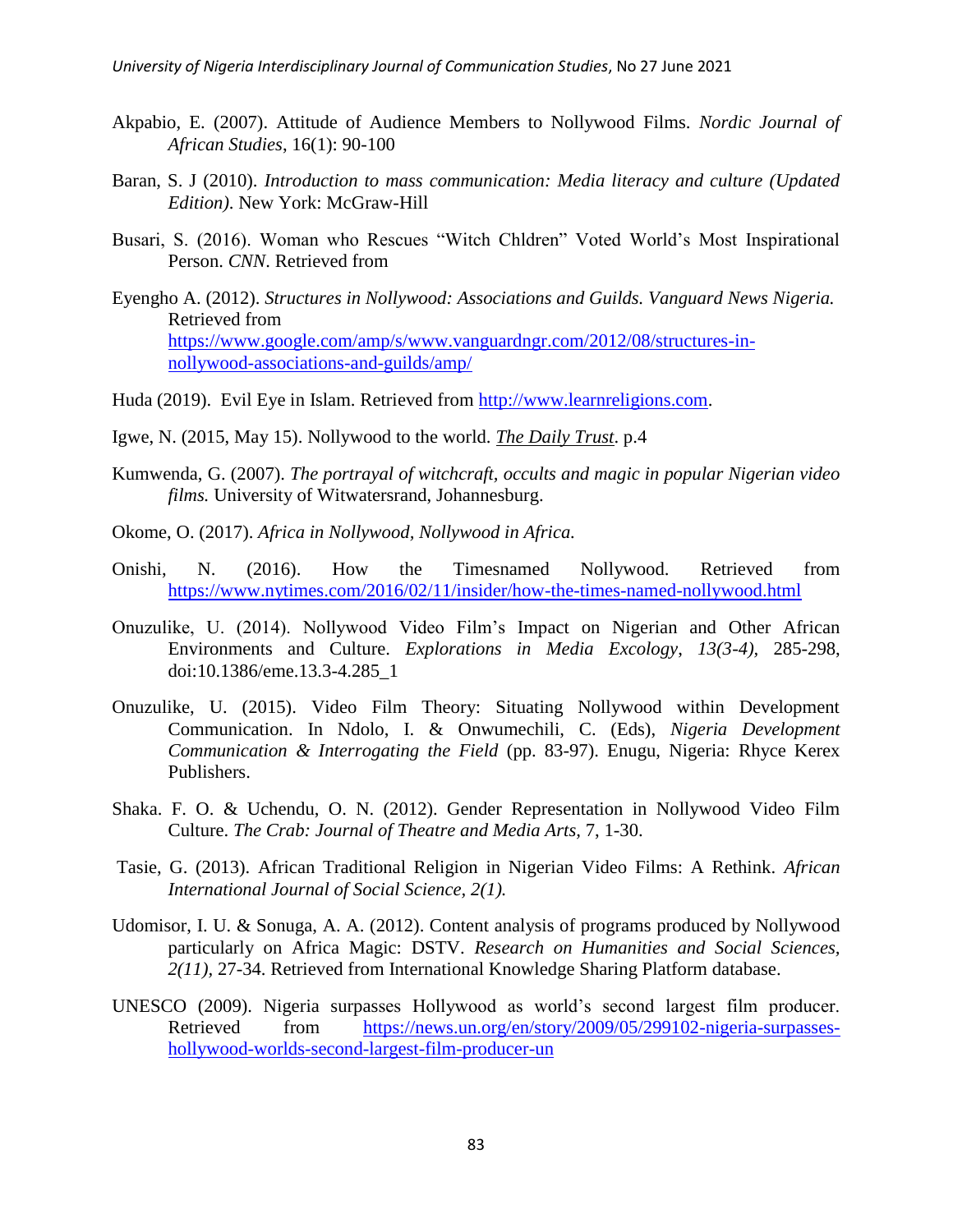Akpabio, E. (2007). Attitude of Audience Members to Nollywood Films. *Nordic Journal of African Studies*, 16(1): 90-100

Baran, S. J (2010). *Introduction to mass communication: Media literacy and culture (Updated Edition).* New York: McGraw-Hill

Busari, S. (2016). Woman who Rescues "Witch Chldren" Voted World's Most Inspirational Person. *CNN*. Retrieved from

Eyengho A. (2012). *Structures in Nollywood: Associations and Guilds. Vanguard News Nigeria.* Retrieved from https://www.google.com/amp/s/www.vanguardngr.com/2012/08/structures-in-nollywood-associations-and-guilds/amp/

Huda (2019). Evil Eye in Islam. Retrieved from http://www.learnreligions.com.

Igwe, N. (2015, May 15). Nollywood to the world. *The Daily Trust*. p.4

Kumwenda, G. (2007). *The portrayal of witchcraft, occults and magic in popular Nigerian video films.* University of Witwatersrand, Johannesburg.

Okome, O. (2017). *Africa in Nollywood, Nollywood in Africa.*

Onishi, N. (2016). How the Timesnamed Nollywood. Retrieved from https://www.nytimes.com/2016/02/11/insider/how-the-times-named-nollywood.html

Onuzulike, U. (2014). Nollywood Video Film's Impact on Nigerian and Other African Environments and Culture. *Explorations in Media Excology, 13(3-4),* 285-298, doi:10.1386/eme.13.3-4.285_1

Onuzulike, U. (2015). Video Film Theory: Situating Nollywood within Development Communication. In Ndolo, I. & Onwumechili, C. (Eds), *Nigeria Development Communication & Interrogating the Field* (pp. 83-97). Enugu, Nigeria: Rhyce Kerex Publishers.

Shaka. F. O. & Uchendu, O. N. (2012). Gender Representation in Nollywood Video Film Culture. *The Crab: Journal of Theatre and Media Arts,* 7, 1-30.

Tasie, G. (2013). African Traditional Religion in Nigerian Video Films: A Rethink. *African International Journal of Social Science, 2(1).*

Udomisor, I. U. & Sonuga, A. A. (2012). Content analysis of programs produced by Nollywood particularly on Africa Magic: DSTV. *Research on Humanities and Social Sciences, 2(11),* 27-34. Retrieved from International Knowledge Sharing Platform database.

UNESCO (2009). Nigeria surpasses Hollywood as world's second largest film producer. Retrieved from https://news.un.org/en/story/2009/05/299102-nigeria-surpasses-hollywood-worlds-second-largest-film-producer-un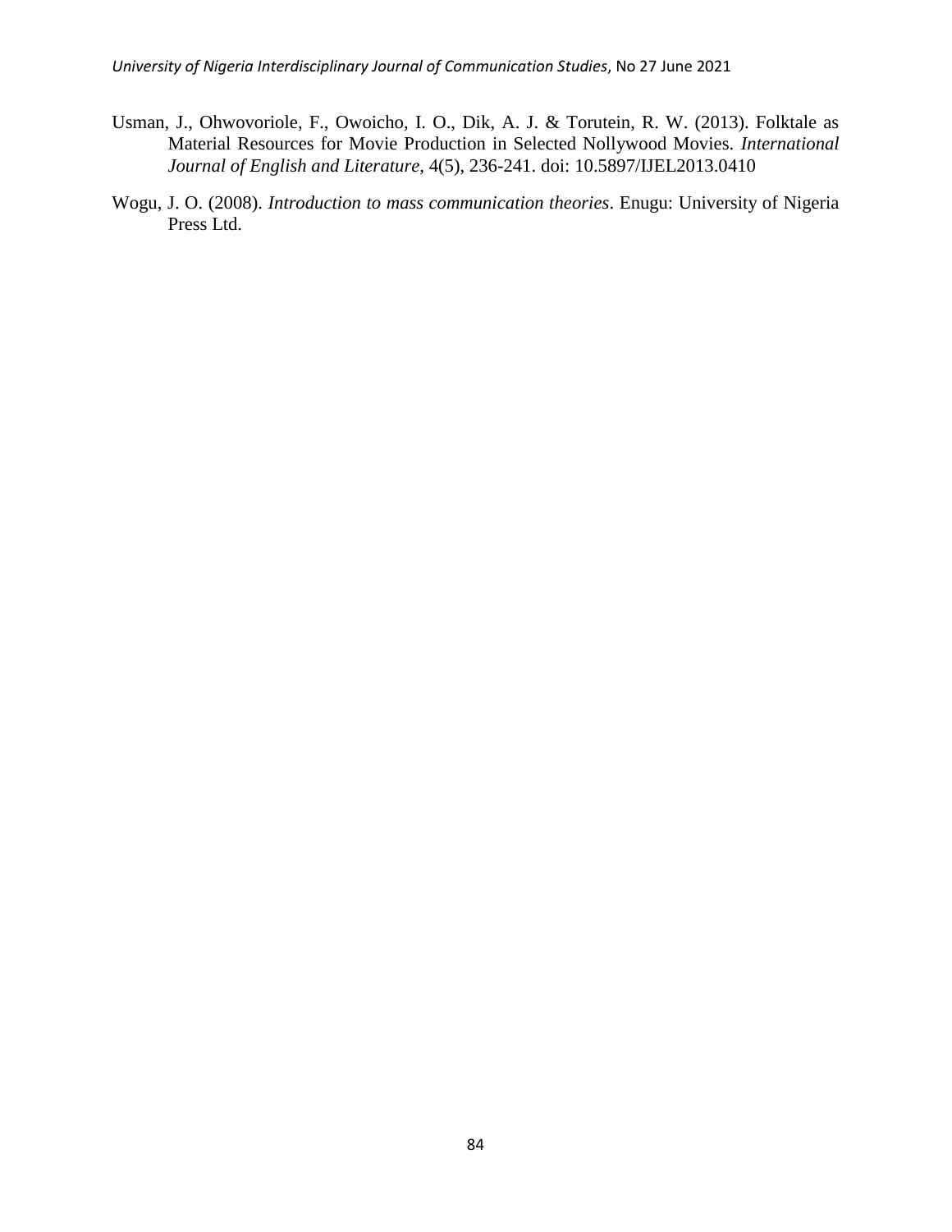Usman, J., Ohwovoriole, F., Owoicho, I. O., Dik, A. J. & Torutein, R. W. (2013). Folktale as Material Resources for Movie Production in Selected Nollywood Movies. *International Journal of English and Literature*, 4(5), 236-241. doi: 10.5897/IJEL2013.0410

Wogu, J. O. (2008). *Introduction to mass communication theories*. Enugu: University of Nigeria Press Ltd.